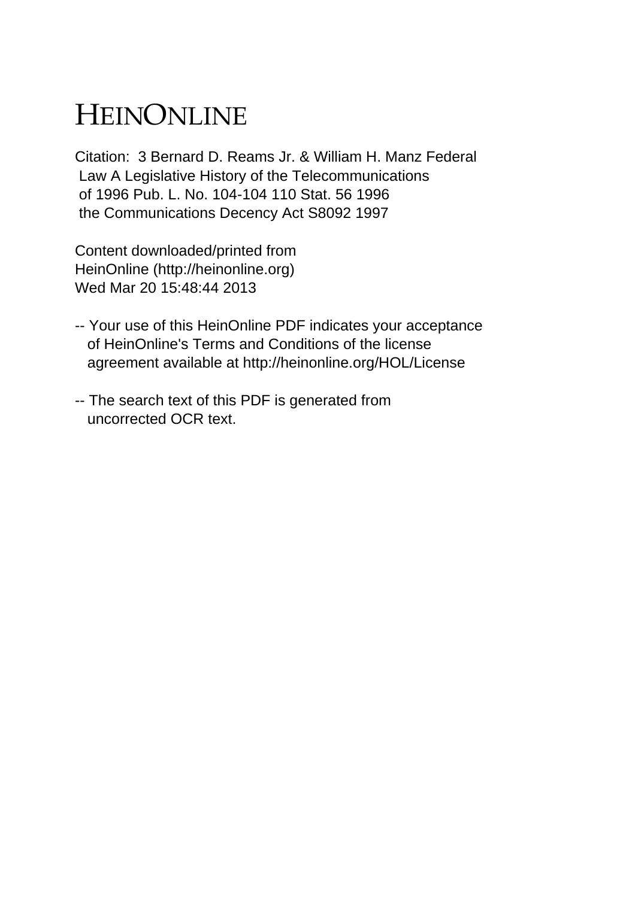# HEINONLINE

Citation: 3 Bernard D. Reams Jr. & William H. Manz Federal Law A Legislative History of the Telecommunications of 1996 Pub. L. No. 104-104 110 Stat. 56 1996 the Communications Decency Act S8092 1997

Content downloaded/printed from HeinOnline (http://heinonline.org) Wed Mar 20 15:48:44 2013

-- Your use of this HeinOnline PDF indicates your acceptance of HeinOnline's Terms and Conditions of the license agreement available at http://heinonline.org/HOL/License

-- The search text of this PDF is generated from uncorrected OCR text.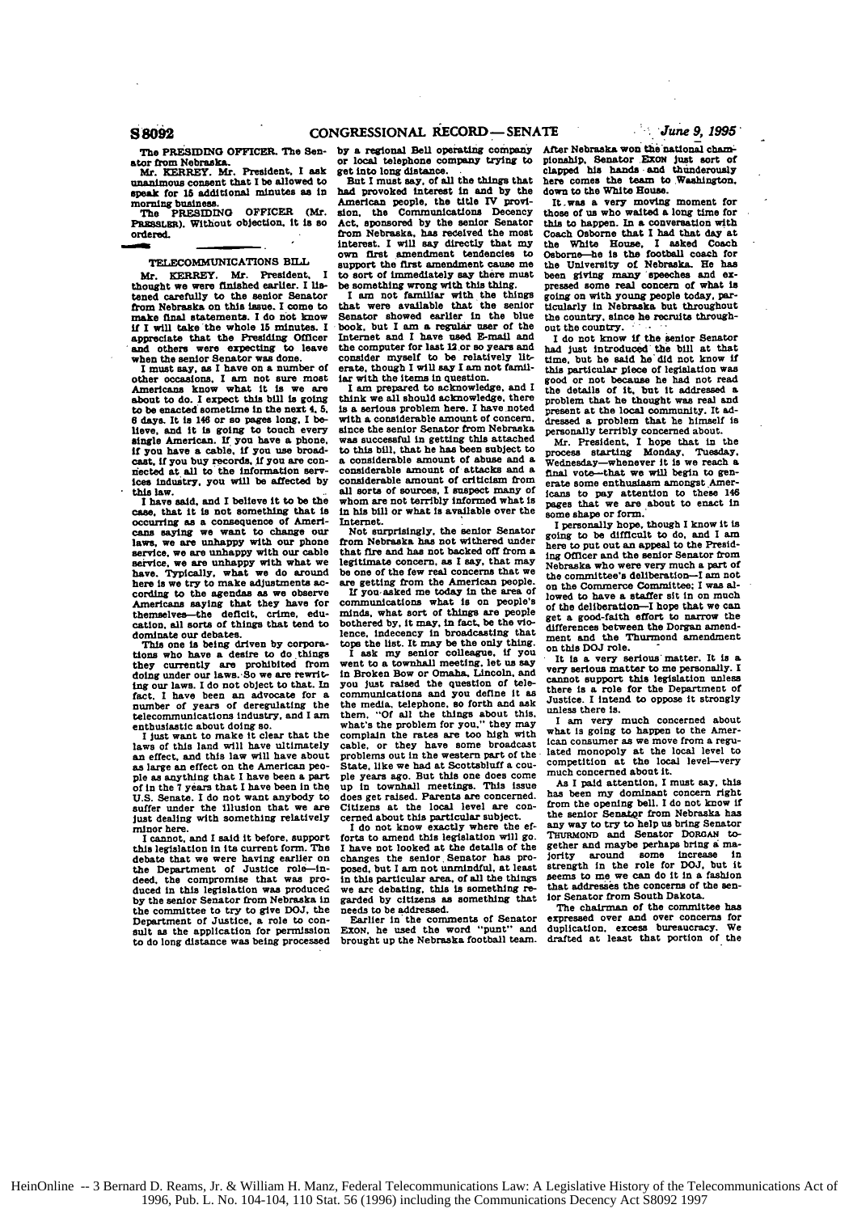The PRESIDING OFFICER. The Senator from Nebraska.

Mr. KERREY. Mr. President, I ask unanimous consent that I be allowed to speak for 15 additional minutes as in morning business.

The PRESIDING OFFICER (Mr. PRESSLER). Without objection, it is so ordered.

## TELECOMMUNICATIONS BILL

Mr. KERREY. Mr. President, I thought we were finished earlier. I listened carefully to the senior Senator from Nebraska on this issue. I come to make final statements. I do not know if I will take the whole 15 minutes. I appreciate that the Presiding Officer and others were expecting to leave when the senior Senator was done.

I must say, as I have on a number of other occasions, I am not sure most Americans know what it is we are about to do. I expect this bill is going to be enacted sometime in the next 4, 5, 6 days. It is 146 or so pages long, I believe, and it is going to touch every single American. If you have a phone, if you have a cable, if you use broadcast, if you buy records, if you are connected at all to the information services industry, you will be affected by this law.

I have said, and I believe it to be the case, that it is not something that is occurring as a consequence of Americans saying we want to change our laws, we are unhappy with our phone service, we are unhappy with our cable service, we are unhappy with what we have. Typically, what we do around here is we try to make adjustments according to the agendas as we observe Americans saying that they have for themselves—the deficit, crime, education, all sorts of things that tend to dominate our debates.

This one is being driven by corporations who have a desire to do things they currently are prohibited from doing under our laws. So we are rewriting our laws. I do not object to that. In fact, I have been an advocate for a number of years of deregulating the telecommunications industry, and I am enthusiastic about doing so.

I just want to make it clear that the laws of this land will have ultimately an effect, and this law will have about as large an effect on the American people as anything that I have been a part of in the 7 years that I have been in the U.S. Senate. I do not want anybody to suffer under the illusion that we are just dealing with something relatively minor here.

I cannot, and I said it before, support this legislation in its current form. The debate that we were having earlier on the Department of Justice role—indeed, the compromise that was produced in this legislation was produced by the senior Senator from Nebraska in the committee to try to give DOJ, the Department of Justice, a role to consult as the application for permission to do long distance was being processed by a regional Bell operating company or local telephone company trying to get into long distance.

But I must say, of all the things that had provoked interest in and by the American people, the title IV provision, the Communications Decency Act, sponsored by the senior Senator from Nebraska, has received the most interest. I will say directly that my own first amendment tendencies to support the first amendment cause me to sort of immediately say there must be something wrong with this thing.

I am not familiar with the things that were available that the senior Senator showed earlier in the blue book, but I am a regular user of the Internet and I have used E-mail and the computer for last 12 or so years and consider myself to be relatively literate, though I will say I am not familiar with the items in question.

I am prepared to acknowledge, and I think we all should acknowledge, there is a serious problem here. I have noted with a considerable amount of concern, since the senior Senator from Nebraska was successful in getting this attached to this bill, that he has been subject to a considerable amount of abuse and a considerable amount of attacks and a considerable amount of criticism from all sorts of sources. I suspect many of whom are not terribly informed what is in his bill or what is available over the Internet.

Not surprisingly, the senior Senator from Nebraska has not withered under that fire and has not backed off from a legitimate concern, as I say, that may be one of the few real concerns that we are getting from the American people.

If you asked me today in the area of communications what is on people's minds, what sort of things are people bothered by, it may, in fact, be the violence, indecency in broadcasting that tops the list. It may be the only thing.

I ask my senior colleague, if you went to a townhall meeting, let us say in Broken Bow or Omaha, Lincoln, and you just raised the question of telecommunications and you define it as the media, telephone, so forth and ask them, "Of all the things about this, what's the problem for you," they may complain the rates are too high with cable, or they have some broadcast problems out in the western part of the State, like we had at Scottsbluff a couple years ago. But this one does come up in townhall meetings. This issue does get raised. Parents are concerned. Citizens at the local level are concerned about this particular subject.

I do not know exactly where the efforts to amend this legislation will go. I have not looked at the details of the changes the senior Senator has proposed, but I am not unmindful, at least in this particular area, of all the things we are debating, this is something regarded by citizens as something that needs to be addressed.

Earlier in the comments of Senator EXON, he used the word "punt" and brought up the Nebraska football team. After Nebraska won the national championship, Senator EXON just sort of clapped his hands and thunderously here comes the team to Washington, down to the White House.

It was a very moving moment for those of us who waited a long time for this to happen. In a conversation with Coach Osborne that I had that day at the White House, I asked Coach Osborne—he is the football coach for the University of Nebraska. He has been giving many speeches and expressed some real concern of what is going on with young people today, particularly in Nebraska but throughout the country, since he recruits throughout the country.

I do not know if the senior Senator had just introduced the bill at that time, but he said he did not know if this particular piece of legislation was good or not because he had not read the details of it, but it addressed a problem that he thought was real and present at the local community. It addressed a problem that he himself is personally terribly concerned about.

Mr. President, I hope that in the process starting Monday, Tuesday, Wednesday—whenever it is we reach a final vote—that we will begin to generate some enthusiasm amongst Americans to pay attention to these 146 pages that we are about to enact in some shape or form.

I personally hope, though I know it is going to be difficult to do, and I am here to put out an appeal to the Presiding Officer and the senior Senator from Nebraska who were very much a part of the committee's deliberation—I am not on the Commerce Committee; I was allowed to have a staffer sit in on much of the deliberation—I hope that we can get a good-faith effort to narrow the differences between the Dorgan amendment and the Thurmond amendment on this DOJ role.

It is a very serious matter. It is a very serious matter to me personally. I cannot support this legislation unless there is a role for the Department of Justice. I intend to oppose it strongly unless there is.

I am very much concerned about what is going to happen to the American consumer as we move from a regulated monopoly at the local level to competition at the local level—very much concerned about it.

As I paid attention, I must say, this has been my dominant concern right from the opening bell. I do not know if the senior Senator from Nebraska has any way to try to help us bring Senator THURMOND and Senator DORGAN together and maybe perhaps bring a majority around some increase in strength in the role for DOJ, but it seems to me we can do it in a fashion that addresses the concerns of the senior Senator from South Dakota.

The chairman of the committee has expressed over and over concerns for duplication, excess bureaucracy. We drafted at least that portion of the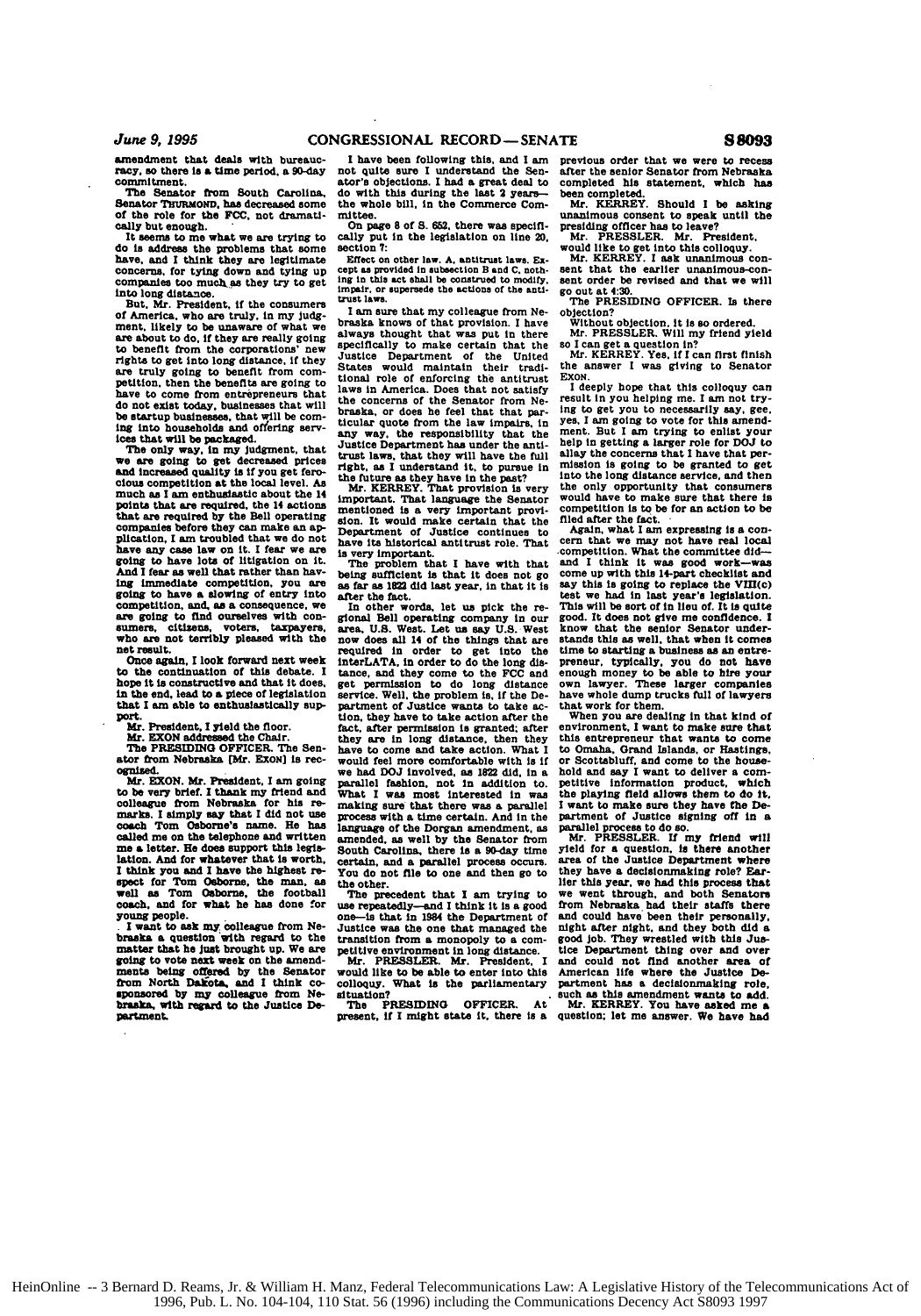amendment that deals with bureaucracy, so there is a time period, a 90-day commitment.

The Senator from South Carolina, Senator THURMOND, has decreased some of the role for the FCC, not dramatically but enough.

It seems to me what we are trying to do is address the problems that some have, and I think they are legitimate concerns, for tying down and tying up companies too much as they try to get into long distance.

But, Mr. President, if the consumers of America, who are truly, in my judgment, likely to be unaware of what we are about to do, if they are really going to benefit from the corporations' new rights to get into long distance, if they are truly going to benefit from competition, then the benefits are going to have to come from entrepreneurs that do not exist today, businesses that will be startup businesses, that will be coming into households and offering services that will be packaged.

The only way, in my judgment, that we are going to get decreased prices and increased quality is if you get ferocious competition at the local level. As much as I am enthusiastic about the 14 points that are required, the 14 actions that are required by the Bell operating companies before they can make an application, I am troubled that we do not have any case law on it. I fear we are going to have lots of litigation on it. And I fear as well that rather than having immediate competition, you are going to have a slowing of entry into competition, and, as a consequence, we are going to find ourselves with consumers, citizens, voters, taxpayers, who are not terribly pleased with the net result.

Once again, I look forward next week to the continuation of this debate. I hope it is constructive and that it does, in the end, lead to a piece of legislation that I am able to enthusiastically support.

Mr. President, I yield the floor.

Mr. EXON addressed the Chair.

The PRESIDING OFFICER. The Senator from Nebraska [Mr. EXON] is recognized.

Mr. EXON. Mr. President, I am going to be very brief. I thank my friend and colleague from Nebraska for his remarks. I simply say that I did not use coach Tom Osborne's name. He has called me on the telephone and written me a letter. He does support this legislation. And for whatever that is worth, I think you and I have the highest respect for Tom Osborne, the man, as well as Tom Osborne, the football coach, and for what he has done for young people.

I want to ask my colleague from Nebraska a question with regard to the matter that he just brought up. We are going to vote next week on the amendments being offered by the Senator from North Dakota, and I think cosponsored by my colleague from Nebraska, with regard to the Justice Department.

I have been following this, and I am not quite sure I understand the Senator's objections. I had a great deal to do with this during the last 2 years—the whole bill, in the Commerce Committee.

On page 8 of S. 652, there was specifically put in the legislation on line 20, section 7:

> Effect on other law. A. antitrust laws. Except as provided in subsection B and C, nothing in this act shall be construed to modify, impair, or supersede the actions of the antitrust laws.

I am sure that my colleague from Nebraska knows of that provision. I have always thought that was put in there specifically to make certain that the Justice Department of the United States would maintain their traditional role of enforcing the antitrust laws in America. Does that not satisfy the concerns of the Senator from Nebraska, or does he feel that that particular quote from the law impairs, in any way, the responsibility that the Justice Department has under the antitrust laws, that they will have the full right, as I understand it, to pursue in the future as they have in the past?

Mr. KERREY. That provision is very important. That language the Senator mentioned is a very important provision. It would make certain that the Department of Justice continues to have its historical antitrust role. That is very important.

The problem that I have with that being sufficient is that it does not go as far as 1822 did last year, in that it is after the fact.

In other words, let us pick the regional Bell operating company in our area, U.S. West. Let us say U.S. West now does all 14 of the things that are required in order to get into the interLATA, in order to do the long distance, and they come to the FCC and get permission to do long distance service. Well, the problem is, if the Department of Justice wants to take action, they have to take action after the fact, after permission is granted; after they are in long distance, then they have to come and take action. What I would feel more comfortable with is if we had DOJ involved, as 1822 did, in a parallel fashion, not in addition to. What I was most interested in was making sure that there was a parallel process with a time certain. And in the language of the Dorgan amendment, as amended, as well by the Senator from South Carolina, there is a 90-day time certain, and a parallel process occurs. You do not file to one and then go to the other.

The precedent that I am trying to use repeatedly—and I think it is a good one—is that in 1984 the Department of Justice was the one that managed the transition from a monopoly to a competitive environment in long distance.

Mr. PRESSLER. Mr. President, I would like to be able to enter into this colloquy. What is the parliamentary situation?

The PRESIDING OFFICER. At present, if I might state it, there is a previous order that we were to recess after the senior Senator from Nebraska completed his statement, which has been completed.

Mr. KERREY. Should I be asking unanimous consent to speak until the presiding officer has to leave?

Mr. PRESSLER. Mr. President, would like to get into this colloquy.

Mr. KERREY. I ask unanimous consent that the earlier unanimous-consent order be revised and that we will go out at 4:30.

The PRESIDING OFFICER. Is there objection?

Without objection, it is so ordered.

Mr. PRESSLER. Will my friend yield so I can get a question in?

Mr. KERREY. Yes, if I can first finish the answer I was giving to Senator EXON.

I deeply hope that this colloquy can result in you helping me. I am not trying to get you to necessarily say, gee, yes, I am going to vote for this amendment. But I am trying to enlist your help in getting a larger role for DOJ to allay the concerns that I have that permission is going to be granted to get into the long distance service, and then the only opportunity that consumers would have to make sure that there is competition is to be for an action to be filed after the fact.

Again, what I am expressing is a concern that we may not have real local competition. What the committee did—and I think it was good work—was come up with this 14-part checklist and say this is going to replace the VIII(c) test we had in last year's legislation. This will be sort of in lieu of. It is quite good. It does not give me confidence. I know that the senior Senator understands this as well, that when it comes time to starting a business as an entrepreneur, typically, you do not have enough money to be able to hire your own lawyer. These larger companies have whole dump trucks full of lawyers that work for them.

When you are dealing in that kind of environment, I want to make sure that this entrepreneur that wants to come to Omaha, Grand Islands, or Hastings, or Scottsbluff, and come to the household and say I want to deliver a competitive information product, which the playing field allows them to do it, I want to make sure they have the Department of Justice signing off in a parallel process to do so.

Mr. PRESSLER. If my friend will yield for a question, is there another area of the Justice Department where they have a decisionmaking role? Earlier this year, we had this process that we went through, and both Senators from Nebraska had their staffs there and could have been their personally, night after night, and they both did a good job. They wrestled with this Justice Department thing over and over and could not find another area of American life where the Justice Department has a decisionmaking role, such as this amendment wants to add.

Mr. KERREY. You have asked me a question; let me answer. We have had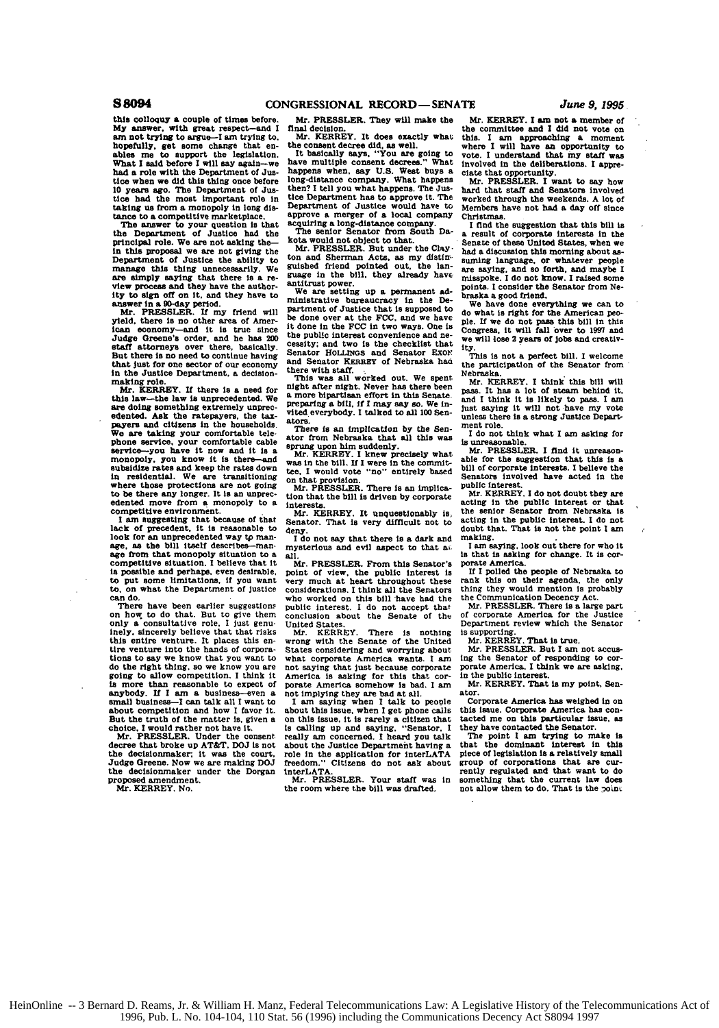this colloquy a couple of times before. My answer, with great respect—and I am not trying to argue—I am trying to, hopefully, get some change that enables me to support the legislation. What I said before I will say again—we had a role with the Department of Justice when we did this thing once before 10 years ago. The Department of Justice had the most important role in taking us from a monopoly in long distance to a competitive marketplace.

The answer to your question is that the Department of Justice had the principal role. We are not asking the—in this proposal we are not giving the Department of Justice the ability to manage this thing unnecessarily. We are simply saying that there is a review process and they have the authority to sign off on it, and they have to answer in a 90-day period.

Mr. PRESSLER. If my friend will yield, there is no other area of American economy—and it is true since Judge Greene's order, and he has 200 staff attorneys over there, basically. But there is no need to continue having that just for one sector of our economy in the Justice Department, a decision-making role.

Mr. KERREY. If there is a need for this law—the law is unprecedented. We are doing something extremely unprecedented. Ask the ratepayers, the taxpayers and citizens in the households. We are taking your comfortable telephone service, your comfortable cable service—you have it now and it is a monopoly, you know it is there—and subsidize rates and keep the rates down in residential. We are transitioning where those protections are not going to be there any longer. It is an unprecedented move from a monopoly to a competitive environment.

I am suggesting that because of that lack of precedent, it is reasonable to look for an unprecedented way to manage, as the bill itself describes—manage from that monopoly situation to a competitive situation. I believe that it is possible and perhaps, even desirable, to put some limitations, if you want to, on what the Department of Justice can do.

There have been earlier suggestions on how to do that. But to give them only a consultative role, I just genuinely, sincerely believe that that risks this entire venture. It places this entire venture into the hands of corporations to say we know that you want to do the right thing, so we know you are going to allow competition. I think it is more than reasonable to expect of anybody. If I am a business—even a small business—I can talk all I want to about competition and how I favor it. But the truth of the matter is, given a choice, I would rather not have it.

Mr. PRESSLER. Under the consent decree that broke up AT&T, DOJ is not the decisionmaker; it was the court, Judge Greene. Now we are making DOJ the decisionmaker under the Dorgan proposed amendment.

Mr. KERREY. No.

Mr. PRESSLER. They will make the final decision.

Mr. KERREY. It does exactly what the consent decree did, as well.

It basically says, "You are going to have multiple consent decrees." What happens when, say U.S. West buys a long-distance company. What happens then? I tell you what happens. The Justice Department has to approve it. The Department of Justice would have to approve a merger of a local company acquiring a long-distance company.

The senior Senator from South Dakota would not object to that.

Mr. PRESSLER. But under the Clayton and Sherman Acts, as my distinguished friend pointed out, the language in the bill, they already have antitrust power.

We are setting up a permanent administrative bureaucracy in the Department of Justice that is supposed to be done over at the FCC, and we have it done in the FCC in two ways. One is the public interest convenience and necessity; and two is the checklist that Senator HOLLINGS and Senator EXON and Senator KERREY of Nebraska had there with staff.

This was all worked out. We spent night after night. Never has there been a more bipartisan effort in this Senate preparing a bill, if I may say so. We invited everybody. I talked to all 100 Senators.

There is an implication by the Senator from Nebraska that all this was sprung upon him suddenly.

Mr. KERREY. I knew precisely what was in the bill. If I were in the committee, I would vote "no" entirely based on that provision.

Mr. PRESSLER. There is an implication that the bill is driven by corporate interests.

Mr. KERREY. It unquestionably is, Senator. That is very difficult not to deny.

I do not say that there is a dark and mysterious and evil aspect to that at all.

Mr. PRESSLER. From this Senator's point of view, the public interest is very much at heart throughout these considerations. I think all the Senators who worked on this bill have had the public interest. I do not accept that conclusion about the Senate of the United States.

Mr. KERREY. There is nothing wrong with the Senate of the United States considering and worrying about what corporate America wants. I am not saying that just because corporate America is asking for this that corporate America somehow is bad. I am not implying they are bad at all.

I am saying when I talk to people about this issue, when I get phone calls on this issue, it is rarely a citizen that is calling up and saying, "Senator, I really am concerned. I heard you talk about the Justice Department having a role in the application for interLATA freedom." Citizens do not ask about interLATA.

Mr. PRESSLER. Your staff was in the room where the bill was drafted.

Mr. KERREY. I am not a member of the committee and I did not vote on this. I am approaching a moment where I will have an opportunity to vote. I understand that my staff was involved in the deliberations. I appreciate that opportunity.

Mr. PRESSLER. I want to say how hard that staff and Senators involved worked through the weekends. A lot of Members have not had a day off since Christmas.

I find the suggestion that this bill is a result of corporate interests in the Senate of these United States, when we had a discussion this morning about assuming language, or whatever people are saying, and so forth, and maybe I misspoke. I do not know. I raised some points. I consider the Senator from Nebraska a good friend.

We have done everything we can to do what is right for the American people. If we do not pass this bill in this Congress, it will fall over to 1997 and we will lose 2 years of jobs and creativity.

This is not a perfect bill. I welcome the participation of the Senator from Nebraska.

Mr. KERREY. I think this bill will pass. It has a lot of steam behind it, and I think it is likely to pass. I am just saying it will not have my vote unless there is a strong Justice Department role.

I do not think what I am asking for is unreasonable.

Mr. PRESSLER. I find it unreasonable for the suggestion that this is a bill of corporate interests. I believe the Senators involved have acted in the public interest.

Mr. KERREY. I do not doubt they are acting in the public interest or that the senior Senator from Nebraska is acting in the public interest. I do not doubt that. That is not the point I am making.

I am saying, look out there for who it is that is asking for change. It is corporate America.

If I polled the people of Nebraska to rank this on their agenda, the only thing they would mention is probably the Communication Decency Act.

Mr. PRESSLER. There is a large part of corporate America for the Justice Department review which the Senator is supporting.

Mr. KERREY. That is true.

Mr. PRESSLER. But I am not accusing the Senator of responding to corporate America. I think we are asking, in the public interest.

Mr. KERREY. That is my point, Senator.

Corporate America has weighed in on this issue. Corporate America has contacted me on this particular issue, as they have contacted the Senator.

The point I am trying to make is that the dominant interest in this piece of legislation is a relatively small group of corporations that are currently regulated and that want to do something that the current law does not allow them to do. That is the point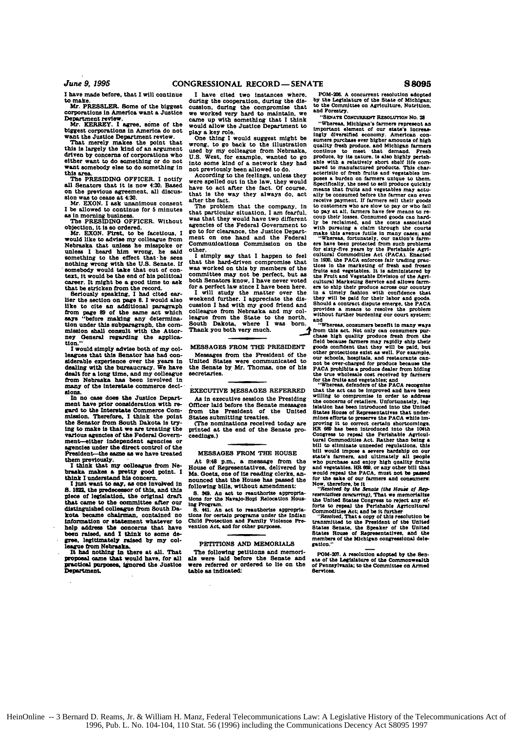I have made before, that I will continue to make.

Mr. PRESSLER. Some of the biggest corporations in America want a Justice Department review.

Mr. KERREY. I agree, some of the biggest corporations in America do not want the Justice Department review.

That merely makes the point that this is largely the kind of an argument driven by concerns of corporations who either want to do something or do not want somebody else to do something in this area.

The PRESIDING OFFICER. I notify all Senators that it is now 4:30. Based on the previous agreement, all discussion was to cease at 4:30.

Mr. EXON. I ask unanimous consent I be allowed to continue for 5 minutes as in morning business.

The PRESIDING OFFICER. Without objection, it is so ordered.

Mr. EXON. First, to be facetious, I would like to advise my colleague from Nebraska that unless he misspoke or unless I heard him wrong, he said something to the effect that he sees nothing wrong with the U.S. Senate. If somebody would take that out of context, it would be the end of his political career. It might be a good time to ask that be stricken from the record.

Seriously speaking, I had cited earlier the section on page 8. I would also like to cite an additional paragraph from page 89 of the same act which says "before making any determination under this subparagraph, the commission shall consult with the Attorney General regarding the application."

I would simply advise both of my colleagues that this Senator has had considerable experience over the years in dealing with the bureaucracy. We have dealt for a long time, and my colleague from Nebraska has been involved in many of the interstate commerce decisions.

In no case does the Justice Department have prior consideration with regard to the Interstate Commerce Commission. Therefore, I think the point the Senator from South Dakota is trying to make is that we are treating the various agencies of the Federal Government—either independent agencies or agencies under the direct control of the President—the same as we have treated them previously.

I think that my colleague from Nebraska makes a pretty good point. I think I understand his concern.

I just want to say, as one involved in S. 1822, the predecessor of this, and this piece of legislation, the original draft that came to the committee after our distinguished colleague from South Dakota became chairman, contained no information or statement whatever to help address the concerns that have been raised, and I think to some degree, legitimately raised by my colleague from Nebraska.

It had nothing in there at all. That proposal came that would have, for all practical purposes, ignored the Justice Department.

I have cited two instances where, during the cooperation, during the discussion, during the compromise that we worked very hard to maintain, we came up with something that I think would allow the Justice Department to play a key role.

One thing I would suggest might be wrong, to go back to the illustration used by my colleague from Nebraska, U.S. West, for example, wanted to go into some kind of a network they had not previously been allowed to do.

According to the feelings, unless they were spelled out in the law, they would have to act after the fact. Of course, that is the way they always do, act after the fact.

The problem that the company, in that particular situation, I am fearful, was that they would have two different agencies of the Federal Government to go to for clearance, the Justice Department on one hand and the Federal Communications Commission on the other.

I simply say that I happen to feel that the hard-driven compromise that was worked on this by members of the committee may not be perfect, but as both Senators know, I have never voted for a perfect law since I have been here.

I will study the matter over the weekend further. I appreciate the discussion I had with my good friend and colleague from Nebraska and my colleague from the State to the north, South Dakota, where I was born. Thank you both very much.

## MESSAGES FROM THE PRESIDENT

Messages from the President of the United States were communicated to the Senate by Mr. Thomas, one of his secretaries.

## EXECUTIVE MESSAGES REFERRED

As in executive session the Presiding Officer laid before the Senate messages from the President of the United States submitting treaties.

(The nominations received today are printed at the end of the Senate proceedings.)

## MESSAGES FROM THE HOUSE

At 9:48 p.m., a message from the House of Representatives, delivered by Ms. Goetz, one of its reading clerks, announced that the House has passed the following bills, without amendment:

S. 349. An act to reauthorize appropriations for the Navajo-Hopi Relocation Housing Program.

S. 441. An act to reauthorize appropriations for certain programs under the Indian Child Protection and Family Violence Prevention Act, and for other purposes.

## PETITIONS AND MEMORIALS

The following petitions and memorials were laid before the Senate and were referred or ordered to lie on the table as indicated:

POM-206. A concurrent resolution adopted by the Legislature of the State of Michigan; to the Committee on Agriculture, Nutrition, and Forestry.

"SENATE CONCURRENT RESOLUTION NO. 28

"Whereas, Michigan's farmers represent an important element of our state's increasingly diversified economy. American consumers purchase ever higher amounts of high quality fresh produce, and Michigan farmers continue to meet that demand. Fresh produce, by its nature, is also highly perishable with a relatively short shelf life compared to manufactured products. This characteristic of fresh fruits and vegetables imposes a burden on farmers unique to them. Specifically, the need to sell produce quickly means that fruits and vegetables may actually be consumed before the farmer can even receive payment. If farmers sell their goods to customers who are slow to pay or who fail to pay at all, farmers have few means to recoup their losses. Consumed goods can hardly be reclaimed, and the costs associated with pursuing a claim through the courts make this avenue futile in many cases; and

"Whereas, fortunately, our nation's farmers have been protected from such problems for sixty-five years by the Perishable Agricultural Commodities Act (PACA). Enacted in 1930, the PACA enforces fair trading practices in the marketing of fresh and frozen fruits and vegetables. It is administered by the Fruit and Vegetable Division of the Agricultural Marketing Service and allows farmers to ship their produce across our country in a timely fashion with confidence that they will be paid for their labor and goods. Should a contract dispute emerge, the PACA provides a means to resolve the problem without further burdening our court system; and

"Whereas, consumers benefit in many ways from this act. Not only can consumers purchase high quality produce fresh from the field because farmers may rapidly ship their goods confident that they will be paid, but other protections exist as well. For example, our schools, hospitals, and restaurants cannot be over-charged for produce because the PACA prohibits a produce dealer from hiding the true wholesale cost received by farmers for the fruits and vegetables; and

"Whereas, defenders of the PACA recognize that the act can be improved and have been willing to compromise in order to address the concerns of retailers. Unfortunately, legislation has been introduced into the United States House of Representatives that undermines efforts to preserve the PACA while improving it to correct certain shortcomings. HR 669 has been introduced into the 104th Congress to repeal the Perishable Agricultural Commodities Act. Rather than being a bill to eliminate unneeded regulations, this bill would impose a severe hardship on our state's farmers, and ultimately all people who purchase and enjoy high quality fruits and vegetables. HR 669, or any other bill that would repeal the PACA, must not be passed for the sake of our farmers and consumers: Now, therefore, be it

"*Resolved by the Senate (the House of Representatives concurring)*, That we memorialize the United States Congress to reject any efforts to repeal the Perishable Agricultural Commodities Act; and be it further

"*Resolved*, That a copy of this resolution be transmitted to the President of the United States Senate, the Speaker of the United States House of Representatives, and the members of the Michigan congressional delegation."

POM-207. A resolution adopted by the Senate of the Legislature of the Commonwealth of Pennsylvania; to the Committee on Armed Services.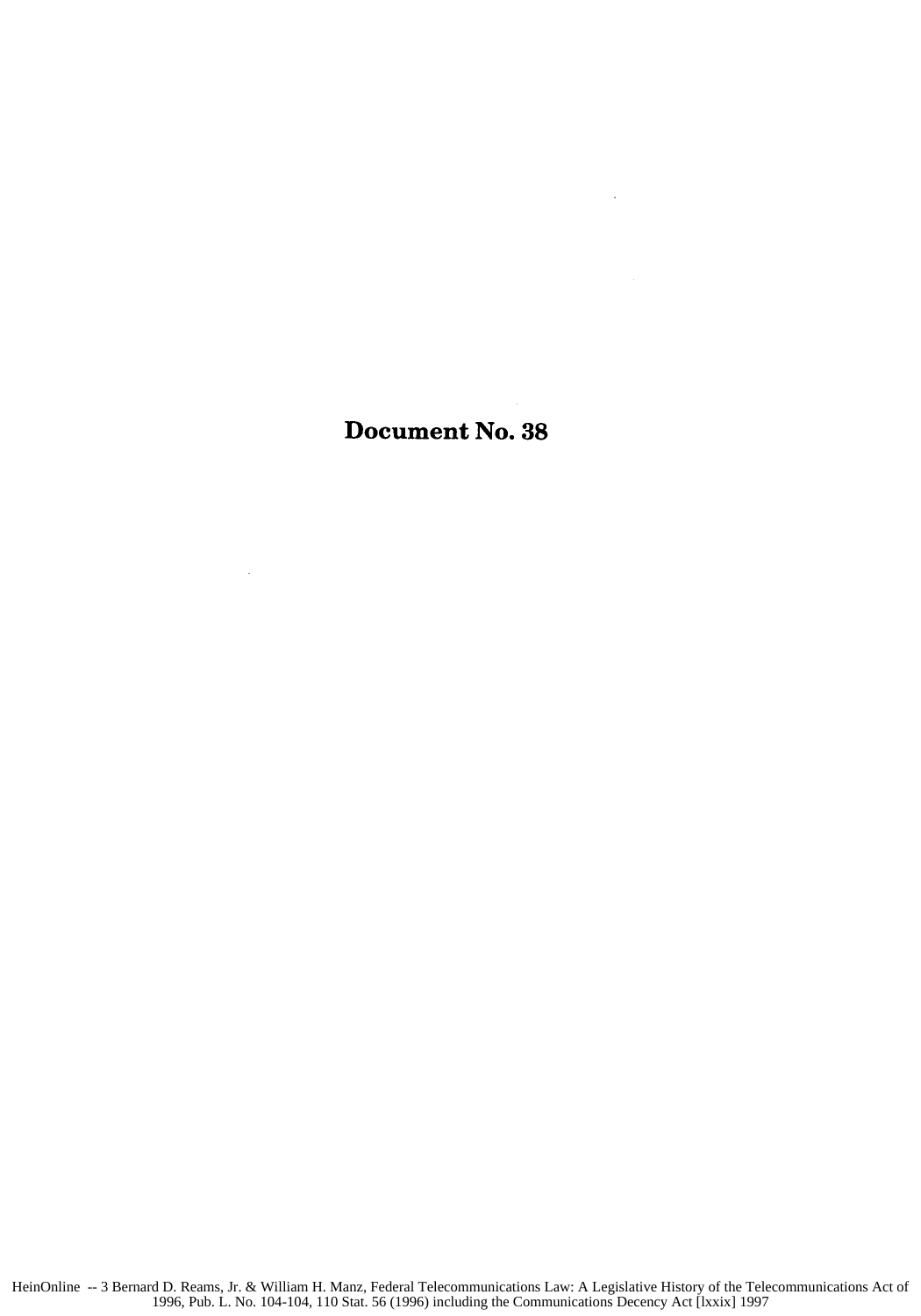# Document No. 38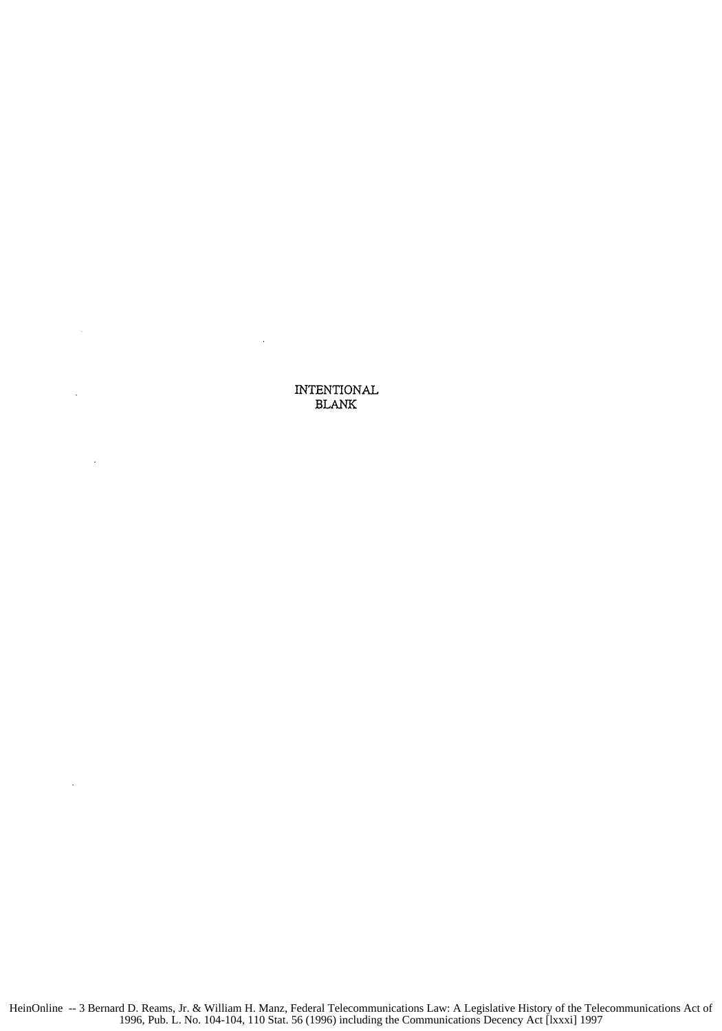INTENTIONAL
BLANK